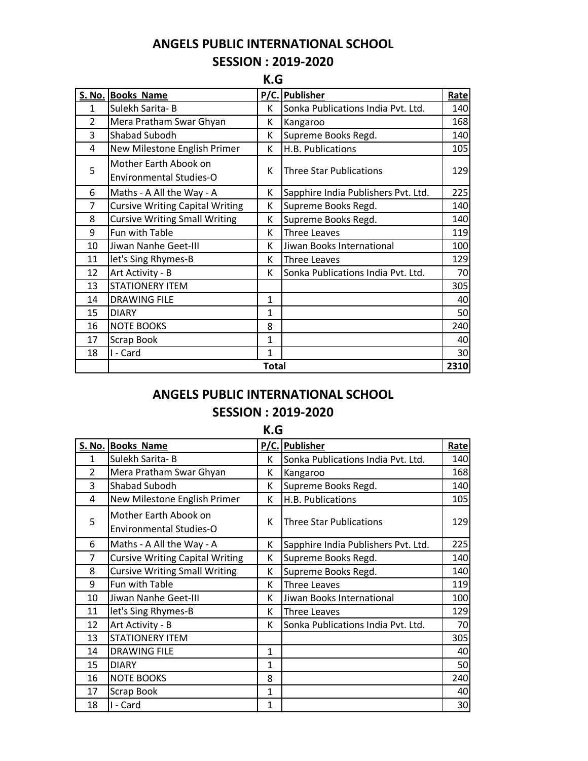# ANGELS PUBLIC INTERNATIONAL SCHOOL

## SESSION : 2019-2020

### K.G

| S. No. | Books Name | P/C. | Publisher | Rate |
|---|---|---|---|---|
| 1 | Sulekh Sarita- B | K | Sonka Publications India Pvt. Ltd. | 140 |
| 2 | Mera Pratham Swar Ghyan | K | Kangaroo | 168 |
| 3 | Shabad Subodh | K | Supreme Books Regd. | 140 |
| 4 | New Milestone English Primer | K | H.B. Publications | 105 |
| 5 | Mother Earth Abook on Environmental Studies-O | K | Three Star Publications | 129 |
| 6 | Maths - A All the Way - A | K | Sapphire India Publishers Pvt. Ltd. | 225 |
| 7 | Cursive Writing Capital Writing | K | Supreme Books Regd. | 140 |
| 8 | Cursive Writing Small Writing | K | Supreme Books Regd. | 140 |
| 9 | Fun with Table | K | Three Leaves | 119 |
| 10 | Jiwan Nanhe Geet-III | K | Jiwan Books International | 100 |
| 11 | let's Sing Rhymes-B | K | Three Leaves | 129 |
| 12 | Art Activity - B | K | Sonka Publications India Pvt. Ltd. | 70 |
| 13 | STATIONERY ITEM | | | 305 |
| 14 | DRAWING FILE | 1 | | 40 |
| 15 | DIARY | 1 | | 50 |
| 16 | NOTE BOOKS | 8 | | 240 |
| 17 | Scrap Book | 1 | | 40 |
| 18 | I - Card | 1 | | 30 |
| | Total | | | 2310 |

# ANGELS PUBLIC INTERNATIONAL SCHOOL

## SESSION : 2019-2020

### K.G

| S. No. | Books Name | P/C. | Publisher | Rate |
|---|---|---|---|---|
| 1 | Sulekh Sarita- B | K | Sonka Publications India Pvt. Ltd. | 140 |
| 2 | Mera Pratham Swar Ghyan | K | Kangaroo | 168 |
| 3 | Shabad Subodh | K | Supreme Books Regd. | 140 |
| 4 | New Milestone English Primer | K | H.B. Publications | 105 |
| 5 | Mother Earth Abook on Environmental Studies-O | K | Three Star Publications | 129 |
| 6 | Maths - A All the Way - A | K | Sapphire India Publishers Pvt. Ltd. | 225 |
| 7 | Cursive Writing Capital Writing | K | Supreme Books Regd. | 140 |
| 8 | Cursive Writing Small Writing | K | Supreme Books Regd. | 140 |
| 9 | Fun with Table | K | Three Leaves | 119 |
| 10 | Jiwan Nanhe Geet-III | K | Jiwan Books International | 100 |
| 11 | let's Sing Rhymes-B | K | Three Leaves | 129 |
| 12 | Art Activity - B | K | Sonka Publications India Pvt. Ltd. | 70 |
| 13 | STATIONERY ITEM | | | 305 |
| 14 | DRAWING FILE | 1 | | 40 |
| 15 | DIARY | 1 | | 50 |
| 16 | NOTE BOOKS | 8 | | 240 |
| 17 | Scrap Book | 1 | | 40 |
| 18 | I - Card | 1 | | 30 |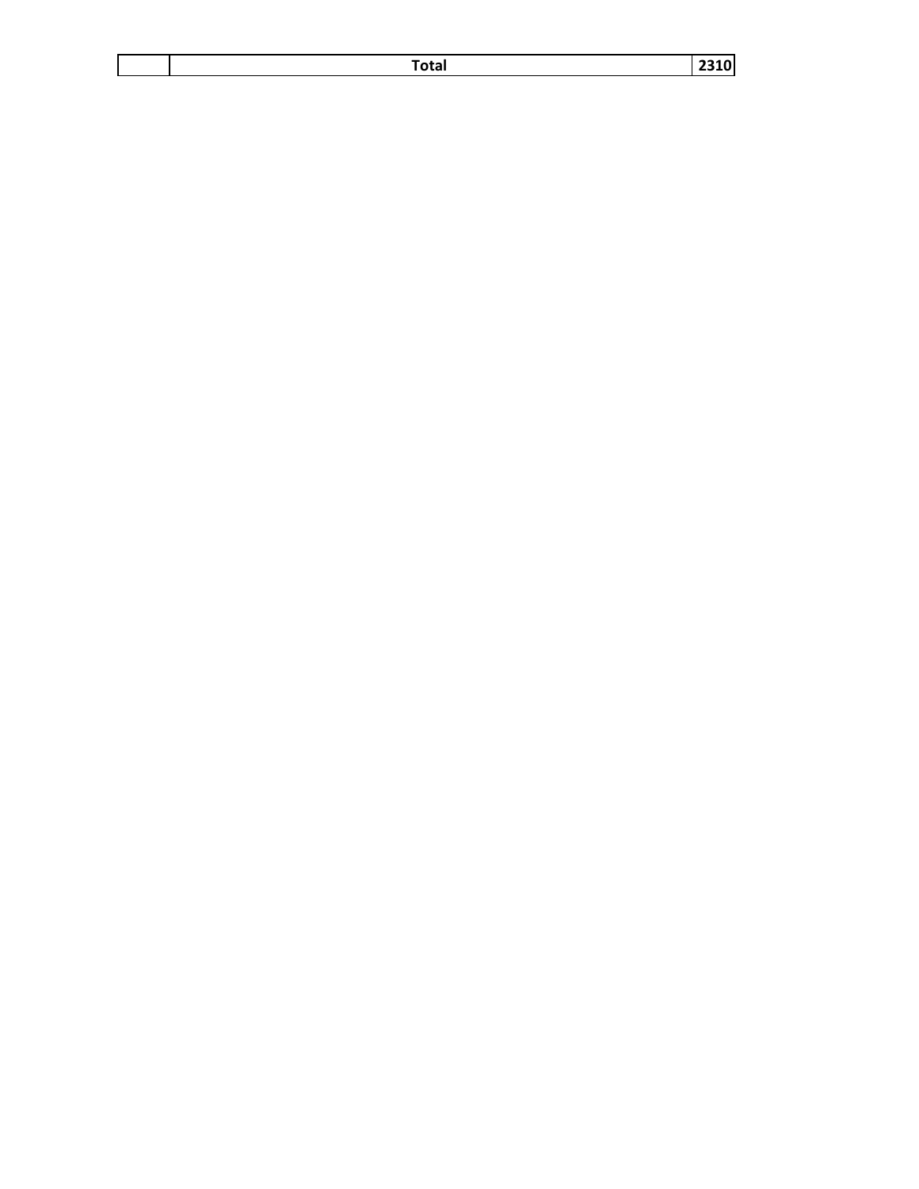| | | |
|---|---|---|
| | **Total** | **2310** |